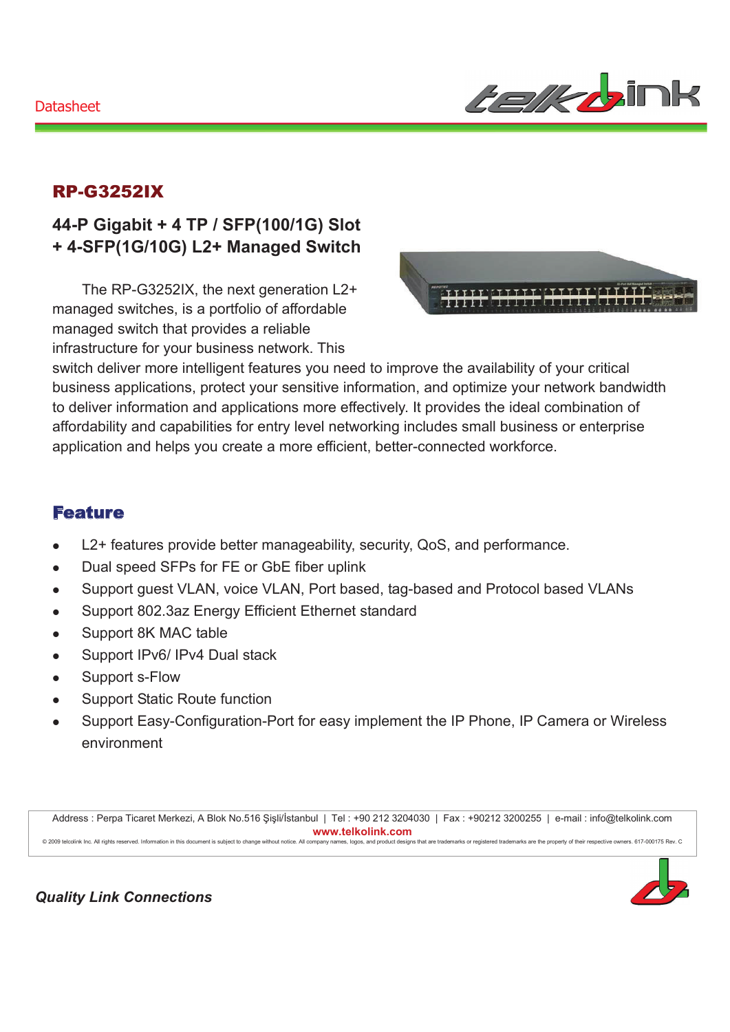Datasheet

# RP-G3252IX

## 44-P Gigabit + 4 TP / SFP(100/1G) Slot + 4-SFP(1G/10G) L2+ Managed Switch

The RP-G3252IX, the next generation L2+ managed switches, is a portfolio of affordable managed switch that provides a reliable infrastructure for your business network. This switch deliver more intelligent features you need to improve the availability of your critical business applications, protect your sensitive information, and optimize your network bandwidth to deliver information and applications more effectively. It provides the ideal combination of affordability and capabilities for entry level networking includes small business or enterprise application and helps you create a more efficient, better-connected workforce.

## Feature

- L2+ features provide better manageability, security, QoS, and performance.
- Dual speed SFPs for FE or GbE fiber uplink
- Support guest VLAN, voice VLAN, Port based, tag-based and Protocol based VLANs
- Support 802.3az Energy Efficient Ethernet standard
- Support 8K MAC table
- Support IPv6/ IPv4 Dual stack
- Support s-Flow
- Support Static Route function
- Support Easy-Configuration-Port for easy implement the IP Phone, IP Camera or Wireless environment

Address : Perpa Ticaret Merkezi, A Blok No.516 Şişli/İstanbul | Tel : +90 212 3204030 | Fax : +90212 3200255 | e-mail : info@telkolink.com
www.telkolink.com
© 2009 telcolink Inc. All rights reserved. Information in this document is subject to change without notice. All company names, logos, and product designs that are trademarks or registered trademarks are the property of their respective owners. 617-000175 Rev. C

*Quality Link Connections*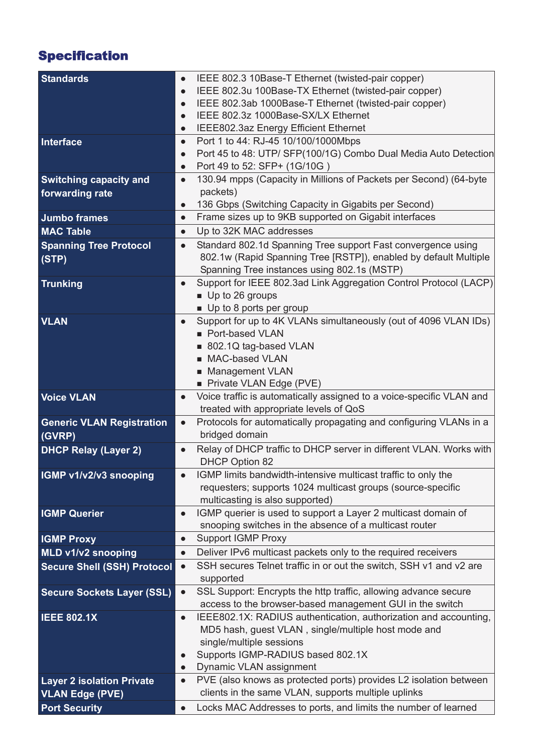## Specification

| | |
|---|---|
| **Standards** | • IEEE 802.3 10Base-T Ethernet (twisted-pair copper)<br>• IEEE 802.3u 100Base-TX Ethernet (twisted-pair copper)<br>• IEEE 802.3ab 1000Base-T Ethernet (twisted-pair copper)<br>• IEEE 802.3z 1000Base-SX/LX Ethernet<br>• IEEE802.3az Energy Efficient Ethernet |
| **Interface** | • Port 1 to 44: RJ-45 10/100/1000Mbps<br>• Port 45 to 48: UTP/ SFP(100/1G) Combo Dual Media Auto Detection<br>• Port 49 to 52: SFP+ (1G/10G ) |
| **Switching capacity and forwarding rate** | • 130.94 mpps (Capacity in Millions of Packets per Second) (64-byte packets)<br>• 136 Gbps (Switching Capacity in Gigabits per Second) |
| **Jumbo frames** | • Frame sizes up to 9KB supported on Gigabit interfaces |
| **MAC Table** | • Up to 32K MAC addresses |
| **Spanning Tree Protocol (STP)** | • Standard 802.1d Spanning Tree support Fast convergence using 802.1w (Rapid Spanning Tree [RSTP]), enabled by default Multiple Spanning Tree instances using 802.1s (MSTP) |
| **Trunking** | • Support for IEEE 802.3ad Link Aggregation Control Protocol (LACP)<br>■ Up to 26 groups<br>■ Up to 8 ports per group |
| **VLAN** | • Support for up to 4K VLANs simultaneously (out of 4096 VLAN IDs)<br>■ Port-based VLAN<br>■ 802.1Q tag-based VLAN<br>■ MAC-based VLAN<br>■ Management VLAN<br>■ Private VLAN Edge (PVE) |
| **Voice VLAN** | • Voice traffic is automatically assigned to a voice-specific VLAN and treated with appropriate levels of QoS |
| **Generic VLAN Registration (GVRP)** | • Protocols for automatically propagating and configuring VLANs in a bridged domain |
| **DHCP Relay (Layer 2)** | • Relay of DHCP traffic to DHCP server in different VLAN. Works with DHCP Option 82 |
| **IGMP v1/v2/v3 snooping** | • IGMP limits bandwidth-intensive multicast traffic to only the requesters; supports 1024 multicast groups (source-specific multicasting is also supported) |
| **IGMP Querier** | • IGMP querier is used to support a Layer 2 multicast domain of snooping switches in the absence of a multicast router |
| **IGMP Proxy** | • Support IGMP Proxy |
| **MLD v1/v2 snooping** | • Deliver IPv6 multicast packets only to the required receivers |
| **Secure Shell (SSH) Protocol** | • SSH secures Telnet traffic in or out the switch, SSH v1 and v2 are supported |
| **Secure Sockets Layer (SSL)** | • SSL Support: Encrypts the http traffic, allowing advance secure access to the browser-based management GUI in the switch |
| **IEEE 802.1X** | • IEEE802.1X: RADIUS authentication, authorization and accounting, MD5 hash, guest VLAN , single/multiple host mode and single/multiple sessions<br>• Supports IGMP-RADIUS based 802.1X<br>• Dynamic VLAN assignment |
| **Layer 2 isolation Private VLAN Edge (PVE)** | • PVE (also knows as protected ports) provides L2 isolation between clients in the same VLAN, supports multiple uplinks |
| **Port Security** | • Locks MAC Addresses to ports, and limits the number of learned |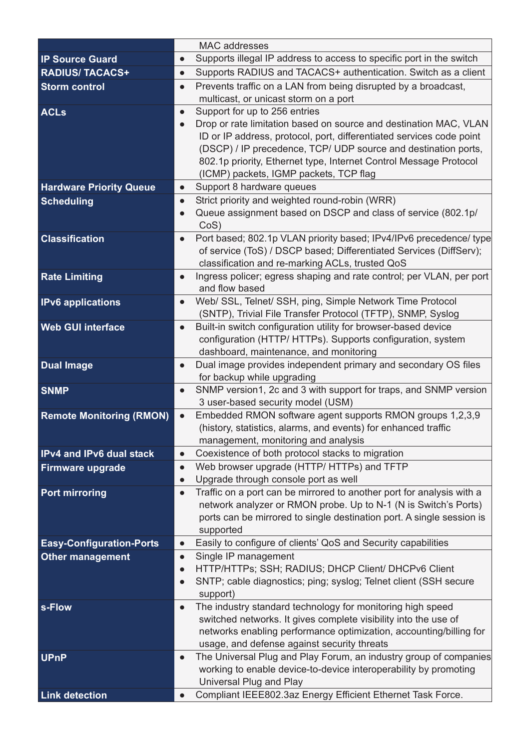| | |
|---|---|
| | MAC addresses |
| **IP Source Guard** | • Supports illegal IP address to access to specific port in the switch |
| **RADIUS/ TACACS+** | • Supports RADIUS and TACACS+ authentication. Switch as a client |
| **Storm control** | • Prevents traffic on a LAN from being disrupted by a broadcast, multicast, or unicast storm on a port |
| **ACLs** | • Support for up to 256 entries<br>• Drop or rate limitation based on source and destination MAC, VLAN ID or IP address, protocol, port, differentiated services code point (DSCP) / IP precedence, TCP/ UDP source and destination ports, 802.1p priority, Ethernet type, Internet Control Message Protocol (ICMP) packets, IGMP packets, TCP flag |
| **Hardware Priority Queue** | • Support 8 hardware queues |
| **Scheduling** | • Strict priority and weighted round-robin (WRR)<br>• Queue assignment based on DSCP and class of service (802.1p/ CoS) |
| **Classification** | • Port based; 802.1p VLAN priority based; IPv4/IPv6 precedence/ type of service (ToS) / DSCP based; Differentiated Services (DiffServ); classification and re-marking ACLs, trusted QoS |
| **Rate Limiting** | • Ingress policer; egress shaping and rate control; per VLAN, per port and flow based |
| **IPv6 applications** | • Web/ SSL, Telnet/ SSH, ping, Simple Network Time Protocol (SNTP), Trivial File Transfer Protocol (TFTP), SNMP, Syslog |
| **Web GUI interface** | • Built-in switch configuration utility for browser-based device configuration (HTTP/ HTTPs). Supports configuration, system dashboard, maintenance, and monitoring |
| **Dual Image** | • Dual image provides independent primary and secondary OS files for backup while upgrading |
| **SNMP** | • SNMP version1, 2c and 3 with support for traps, and SNMP version 3 user-based security model (USM) |
| **Remote Monitoring (RMON)** | • Embedded RMON software agent supports RMON groups 1,2,3,9 (history, statistics, alarms, and events) for enhanced traffic management, monitoring and analysis |
| **IPv4 and IPv6 dual stack** | • Coexistence of both protocol stacks to migration |
| **Firmware upgrade** | • Web browser upgrade (HTTP/ HTTPs) and TFTP<br>• Upgrade through console port as well |
| **Port mirroring** | • Traffic on a port can be mirrored to another port for analysis with a network analyzer or RMON probe. Up to N-1 (N is Switch's Ports) ports can be mirrored to single destination port. A single session is supported |
| **Easy-Configuration-Ports** | • Easily to configure of clients' QoS and Security capabilities |
| **Other management** | • Single IP management<br>• HTTP/HTTPs; SSH; RADIUS; DHCP Client/ DHCPv6 Client<br>• SNTP; cable diagnostics; ping; syslog; Telnet client (SSH secure support) |
| **s-Flow** | • The industry standard technology for monitoring high speed switched networks. It gives complete visibility into the use of networks enabling performance optimization, accounting/billing for usage, and defense against security threats |
| **UPnP** | • The Universal Plug and Play Forum, an industry group of companies working to enable device-to-device interoperability by promoting Universal Plug and Play |
| **Link detection** | • Compliant IEEE802.3az Energy Efficient Ethernet Task Force. |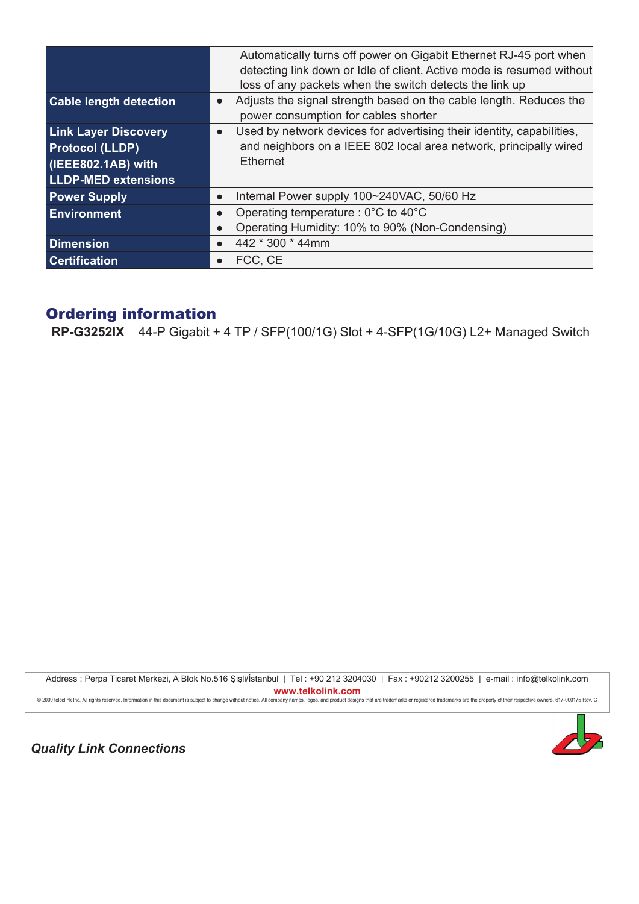| | |
|---|---|
| | Automatically turns off power on Gigabit Ethernet RJ-45 port when detecting link down or Idle of client. Active mode is resumed without loss of any packets when the switch detects the link up |
| **Cable length detection** | ● Adjusts the signal strength based on the cable length. Reduces the power consumption for cables shorter |
| **Link Layer Discovery Protocol (LLDP) (IEEE802.1AB) with LLDP-MED extensions** | ● Used by network devices for advertising their identity, capabilities, and neighbors on a IEEE 802 local area network, principally wired Ethernet |
| **Power Supply** | ● Internal Power supply 100~240VAC, 50/60 Hz |
| **Environment** | ● Operating temperature : 0°C to 40°C<br>● Operating Humidity: 10% to 90% (Non-Condensing) |
| **Dimension** | ● 442 * 300 * 44mm |
| **Certification** | ● FCC, CE |

## Ordering information

**RP-G3252IX** 44-P Gigabit + 4 TP / SFP(100/1G) Slot + 4-SFP(1G/10G) L2+ Managed Switch

Address : Perpa Ticaret Merkezi, A Blok No.516 Şişli/İstanbul | Tel : +90 212 3204030 | Fax : +90212 3200255 | e-mail : info@telkolink.com

**www.telkolink.com**

© 2009 telcolink Inc. All rights reserved. Information in this document is subject to change without notice. All company names, logos, and product designs that are trademarks or registered trademarks are the property of their respective owners. 617-000175 Rev. C

***Quality Link Connections***